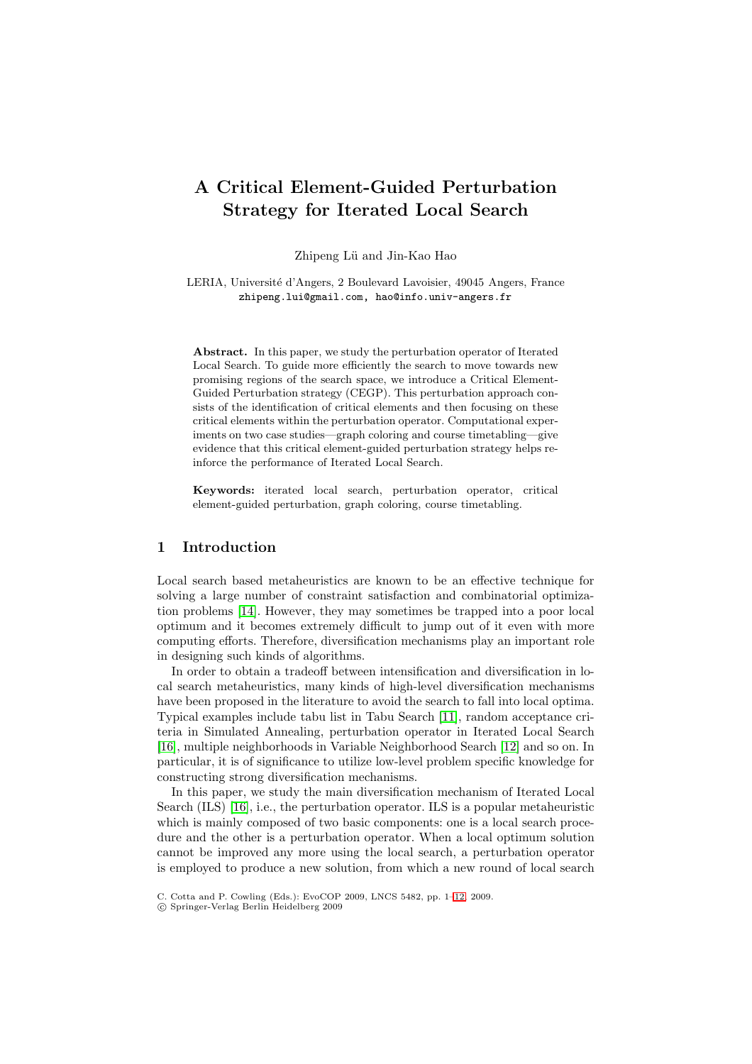# A Critical Element-Guided Perturbation Strategy for Iterated Local Search

Zhipeng Lü and Jin-Kao Hao

LERIA, Université d'Angers, 2 Boulevard Lavoisier, 49045 Angers, France
zhipeng.lui@gmail.com, hao@info.univ-angers.fr

**Abstract.** In this paper, we study the perturbation operator of Iterated Local Search. To guide more efficiently the search to move towards new promising regions of the search space, we introduce a Critical Element-Guided Perturbation strategy (CEGP). This perturbation approach consists of the identification of critical elements and then focusing on these critical elements within the perturbation operator. Computational experiments on two case studies—graph coloring and course timetabling—give evidence that this critical element-guided perturbation strategy helps reinforce the performance of Iterated Local Search.

**Keywords:** iterated local search, perturbation operator, critical element-guided perturbation, graph coloring, course timetabling.

## 1 Introduction

Local search based metaheuristics are known to be an effective technique for solving a large number of constraint satisfaction and combinatorial optimization problems [14]. However, they may sometimes be trapped into a poor local optimum and it becomes extremely difficult to jump out of it even with more computing efforts. Therefore, diversification mechanisms play an important role in designing such kinds of algorithms.

In order to obtain a tradeoff between intensification and diversification in local search metaheuristics, many kinds of high-level diversification mechanisms have been proposed in the literature to avoid the search to fall into local optima. Typical examples include tabu list in Tabu Search [11], random acceptance criteria in Simulated Annealing, perturbation operator in Iterated Local Search [16], multiple neighborhoods in Variable Neighborhood Search [12] and so on. In particular, it is of significance to utilize low-level problem specific knowledge for constructing strong diversification mechanisms.

In this paper, we study the main diversification mechanism of Iterated Local Search (ILS) [16], i.e., the perturbation operator. ILS is a popular metaheuristic which is mainly composed of two basic components: one is a local search procedure and the other is a perturbation operator. When a local optimum solution cannot be improved any more using the local search, a perturbation operator is employed to produce a new solution, from which a new round of local search

C. Cotta and P. Cowling (Eds.): EvoCOP 2009, LNCS 5482, pp. 1–12, 2009.
© Springer-Verlag Berlin Heidelberg 2009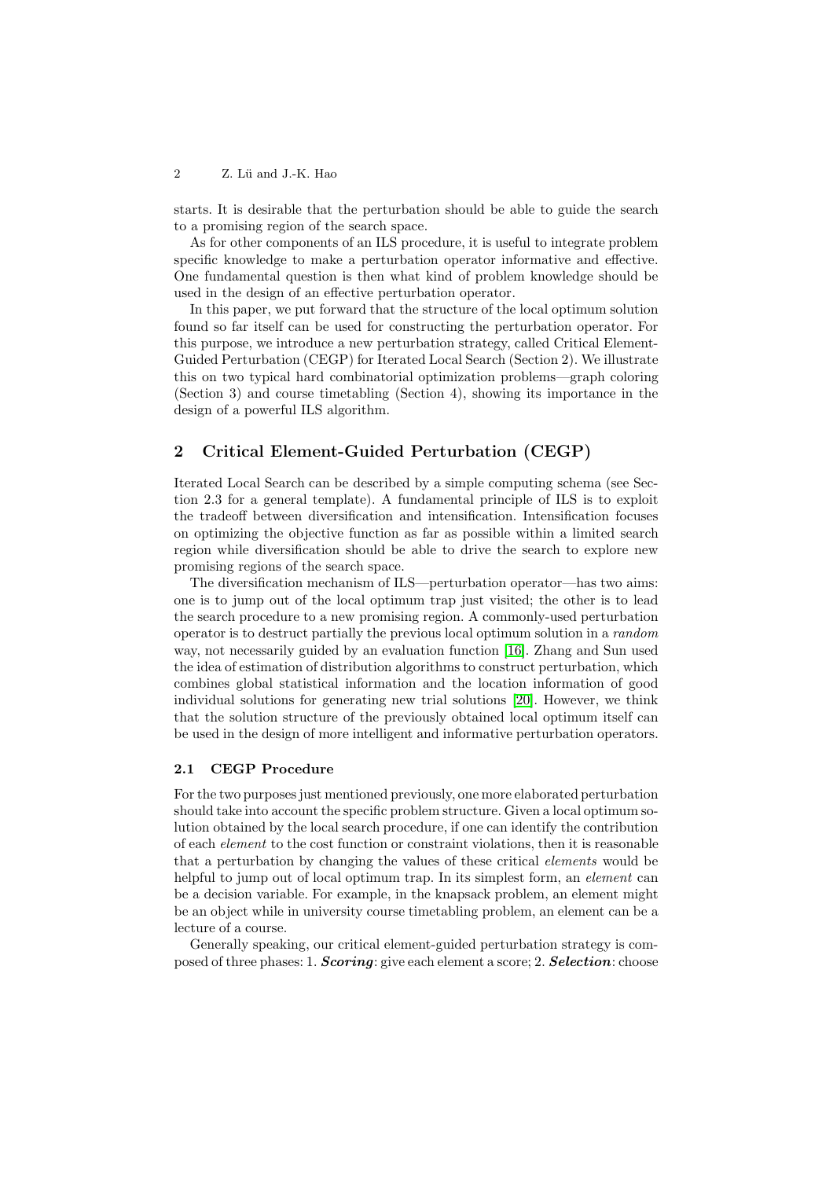starts. It is desirable that the perturbation should be able to guide the search to a promising region of the search space.

As for other components of an ILS procedure, it is useful to integrate problem specific knowledge to make a perturbation operator informative and effective. One fundamental question is then what kind of problem knowledge should be used in the design of an effective perturbation operator.

In this paper, we put forward that the structure of the local optimum solution found so far itself can be used for constructing the perturbation operator. For this purpose, we introduce a new perturbation strategy, called Critical Element-Guided Perturbation (CEGP) for Iterated Local Search (Section 2). We illustrate this on two typical hard combinatorial optimization problems—graph coloring (Section 3) and course timetabling (Section 4), showing its importance in the design of a powerful ILS algorithm.

## 2 Critical Element-Guided Perturbation (CEGP)

Iterated Local Search can be described by a simple computing schema (see Section 2.3 for a general template). A fundamental principle of ILS is to exploit the tradeoff between diversification and intensification. Intensification focuses on optimizing the objective function as far as possible within a limited search region while diversification should be able to drive the search to explore new promising regions of the search space.

The diversification mechanism of ILS—perturbation operator—has two aims: one is to jump out of the local optimum trap just visited; the other is to lead the search procedure to a new promising region. A commonly-used perturbation operator is to destruct partially the previous local optimum solution in a *random* way, not necessarily guided by an evaluation function [16]. Zhang and Sun used the idea of estimation of distribution algorithms to construct perturbation, which combines global statistical information and the location information of good individual solutions for generating new trial solutions [20]. However, we think that the solution structure of the previously obtained local optimum itself can be used in the design of more intelligent and informative perturbation operators.

### 2.1 CEGP Procedure

For the two purposes just mentioned previously, one more elaborated perturbation should take into account the specific problem structure. Given a local optimum solution obtained by the local search procedure, if one can identify the contribution of each *element* to the cost function or constraint violations, then it is reasonable that a perturbation by changing the values of these critical *elements* would be helpful to jump out of local optimum trap. In its simplest form, an *element* can be a decision variable. For example, in the knapsack problem, an element might be an object while in university course timetabling problem, an element can be a lecture of a course.

Generally speaking, our critical element-guided perturbation strategy is composed of three phases: 1. ***Scoring***: give each element a score; 2. ***Selection***: choose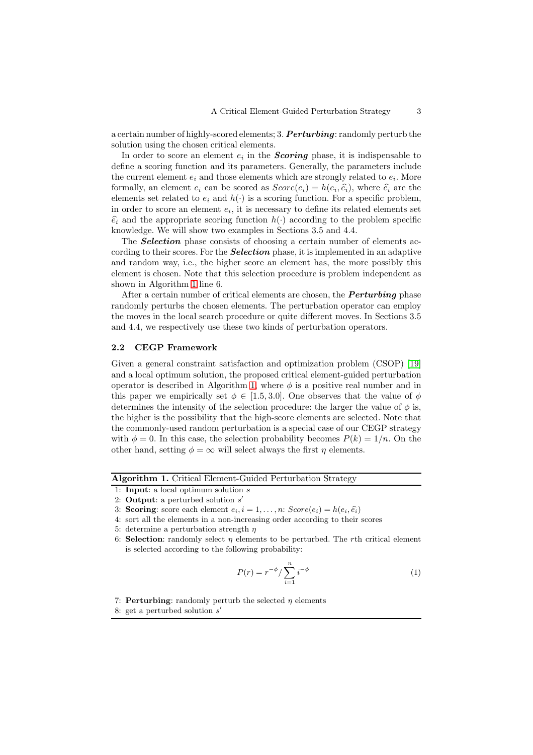a certain number of highly-scored elements; 3. ***Perturbing***: randomly perturb the solution using the chosen critical elements.

In order to score an element $e_i$ in the ***Scoring*** phase, it is indispensable to define a scoring function and its parameters. Generally, the parameters include the current element $e_i$ and those elements which are strongly related to $e_i$. More formally, an element $e_i$ can be scored as $Score(e_i) = h(e_i, \widehat{e_i})$, where $\widehat{e_i}$ are the elements set related to $e_i$ and $h(\cdot)$ is a scoring function. For a specific problem, in order to score an element $e_i$, it is necessary to define its related elements set $\widehat{e_i}$ and the appropriate scoring function $h(\cdot)$ according to the problem specific knowledge. We will show two examples in Sections 3.5 and 4.4.

The ***Selection*** phase consists of choosing a certain number of elements according to their scores. For the ***Selection*** phase, it is implemented in an adaptive and random way, i.e., the higher score an element has, the more possibly this element is chosen. Note that this selection procedure is problem independent as shown in Algorithm 1 line 6.

After a certain number of critical elements are chosen, the ***Perturbing*** phase randomly perturbs the chosen elements. The perturbation operator can employ the moves in the local search procedure or quite different moves. In Sections 3.5 and 4.4, we respectively use these two kinds of perturbation operators.

### 2.2 CEGP Framework

Given a general constraint satisfaction and optimization problem (CSOP) [19] and a local optimum solution, the proposed critical element-guided perturbation operator is described in Algorithm 1, where $\phi$ is a positive real number and in this paper we empirically set $\phi \in [1.5, 3.0]$. One observes that the value of $\phi$ determines the intensity of the selection procedure: the larger the value of $\phi$ is, the higher is the possibility that the high-score elements are selected. Note that the commonly-used random perturbation is a special case of our CEGP strategy with $\phi = 0$. In this case, the selection probability becomes $P(k) = 1/n$. On the other hand, setting $\phi = \infty$ will select always the first $\eta$ elements.

**Algorithm 1.** Critical Element-Guided Perturbation Strategy

1: **Input**: a local optimum solution $s$
2: **Output**: a perturbed solution $s'$
3: **Scoring**: score each element $e_i, i = 1, \ldots, n$: $Score(e_i) = h(e_i, \widehat{e_i})$
4: sort all the elements in a non-increasing order according to their scores
5: determine a perturbation strength $\eta$
6: **Selection**: randomly select $\eta$ elements to be perturbed. The $r$th critical element is selected according to the following probability:

$$P(r) = r^{-\phi} / \sum_{i=1}^{n} i^{-\phi} \tag{1}$$

7: **Perturbing**: randomly perturb the selected $\eta$ elements
8: get a perturbed solution $s'$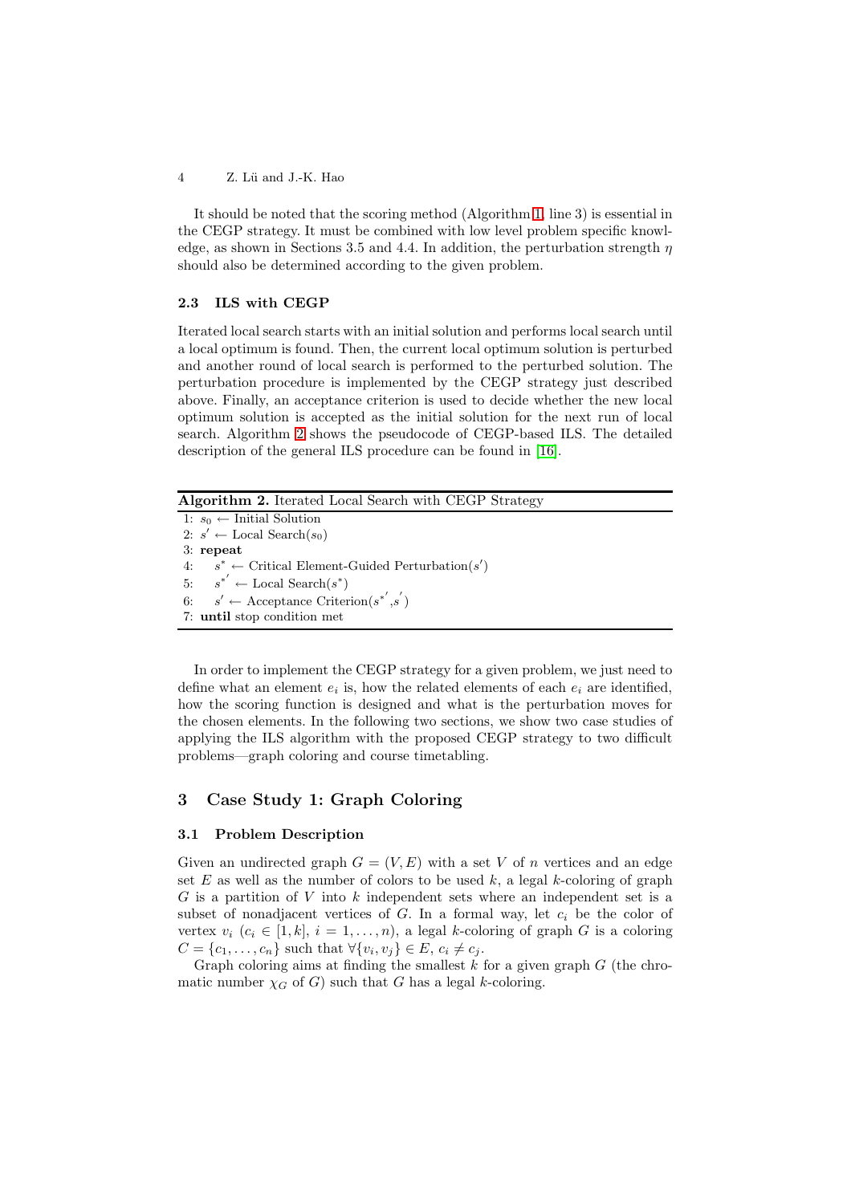It should be noted that the scoring method (Algorithm 1, line 3) is essential in the CEGP strategy. It must be combined with low level problem specific knowledge, as shown in Sections 3.5 and 4.4. In addition, the perturbation strength $\eta$ should also be determined according to the given problem.

### 2.3 ILS with CEGP

Iterated local search starts with an initial solution and performs local search until a local optimum is found. Then, the current local optimum solution is perturbed and another round of local search is performed to the perturbed solution. The perturbation procedure is implemented by the CEGP strategy just described above. Finally, an acceptance criterion is used to decide whether the new local optimum solution is accepted as the initial solution for the next run of local search. Algorithm 2 shows the pseudocode of CEGP-based ILS. The detailed description of the general ILS procedure can be found in [16].

**Algorithm 2.** Iterated Local Search with CEGP Strategy

```
1: s_0 ← Initial Solution
2: s' ← Local Search(s_0)
3: repeat
4:    s* ← Critical Element-Guided Perturbation(s')
5:    s*' ← Local Search(s*)
6:    s' ← Acceptance Criterion(s*', s')
7: until stop condition met
```

In order to implement the CEGP strategy for a given problem, we just need to define what an element $e_i$ is, how the related elements of each $e_i$ are identified, how the scoring function is designed and what is the perturbation moves for the chosen elements. In the following two sections, we show two case studies of applying the ILS algorithm with the proposed CEGP strategy to two difficult problems—graph coloring and course timetabling.

## 3 Case Study 1: Graph Coloring

### 3.1 Problem Description

Given an undirected graph $G = (V, E)$ with a set $V$ of $n$ vertices and an edge set $E$ as well as the number of colors to be used $k$, a legal $k$-coloring of graph $G$ is a partition of $V$ into $k$ independent sets where an independent set is a subset of nonadjacent vertices of $G$. In a formal way, let $c_i$ be the color of vertex $v_i$ ($c_i \in [1, k]$, $i = 1, \ldots, n$), a legal $k$-coloring of graph $G$ is a coloring $C = \{c_1, \ldots, c_n\}$ such that $\forall \{v_i, v_j\} \in E$, $c_i \neq c_j$.

Graph coloring aims at finding the smallest $k$ for a given graph $G$ (the chromatic number $\chi_G$ of $G$) such that $G$ has a legal $k$-coloring.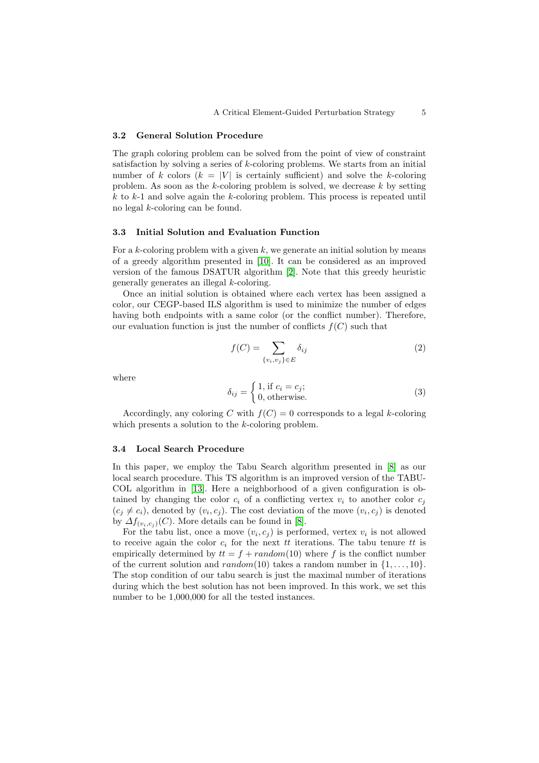### 3.2 General Solution Procedure

The graph coloring problem can be solved from the point of view of constraint satisfaction by solving a series of $k$-coloring problems. We starts from an initial number of $k$ colors ($k = |V|$ is certainly sufficient) and solve the $k$-coloring problem. As soon as the $k$-coloring problem is solved, we decrease $k$ by setting $k$ to $k$-1 and solve again the $k$-coloring problem. This process is repeated until no legal $k$-coloring can be found.

### 3.3 Initial Solution and Evaluation Function

For a $k$-coloring problem with a given $k$, we generate an initial solution by means of a greedy algorithm presented in [10]. It can be considered as an improved version of the famous DSATUR algorithm [2]. Note that this greedy heuristic generally generates an illegal $k$-coloring.

Once an initial solution is obtained where each vertex has been assigned a color, our CEGP-based ILS algorithm is used to minimize the number of edges having both endpoints with a same color (or the conflict number). Therefore, our evaluation function is just the number of conflicts $f(C)$ such that

$$f(C) = \sum_{\{v_i, v_j\} \in E} \delta_{ij} \tag{2}$$

where

$$\delta_{ij} = \begin{cases} 1, \text{ if } c_i = c_j; \\ 0, \text{ otherwise.} \end{cases} \tag{3}$$

Accordingly, any coloring $C$ with $f(C) = 0$ corresponds to a legal $k$-coloring which presents a solution to the $k$-coloring problem.

### 3.4 Local Search Procedure

In this paper, we employ the Tabu Search algorithm presented in [8] as our local search procedure. This TS algorithm is an improved version of the TABUCOL algorithm in [13]. Here a neighborhood of a given configuration is obtained by changing the color $c_i$ of a conflicting vertex $v_i$ to another color $c_j$ ($c_j \neq c_i$), denoted by $(v_i, c_j)$. The cost deviation of the move $(v_i, c_j)$ is denoted by $\Delta f_{(v_i, c_j)}(C)$. More details can be found in [8].

For the tabu list, once a move $(v_i, c_j)$ is performed, vertex $v_i$ is not allowed to receive again the color $c_i$ for the next $tt$ iterations. The tabu tenure $tt$ is empirically determined by $tt = f + random(10)$ where $f$ is the conflict number of the current solution and $random(10)$ takes a random number in $\{1, \ldots, 10\}$. The stop condition of our tabu search is just the maximal number of iterations during which the best solution has not been improved. In this work, we set this number to be 1,000,000 for all the tested instances.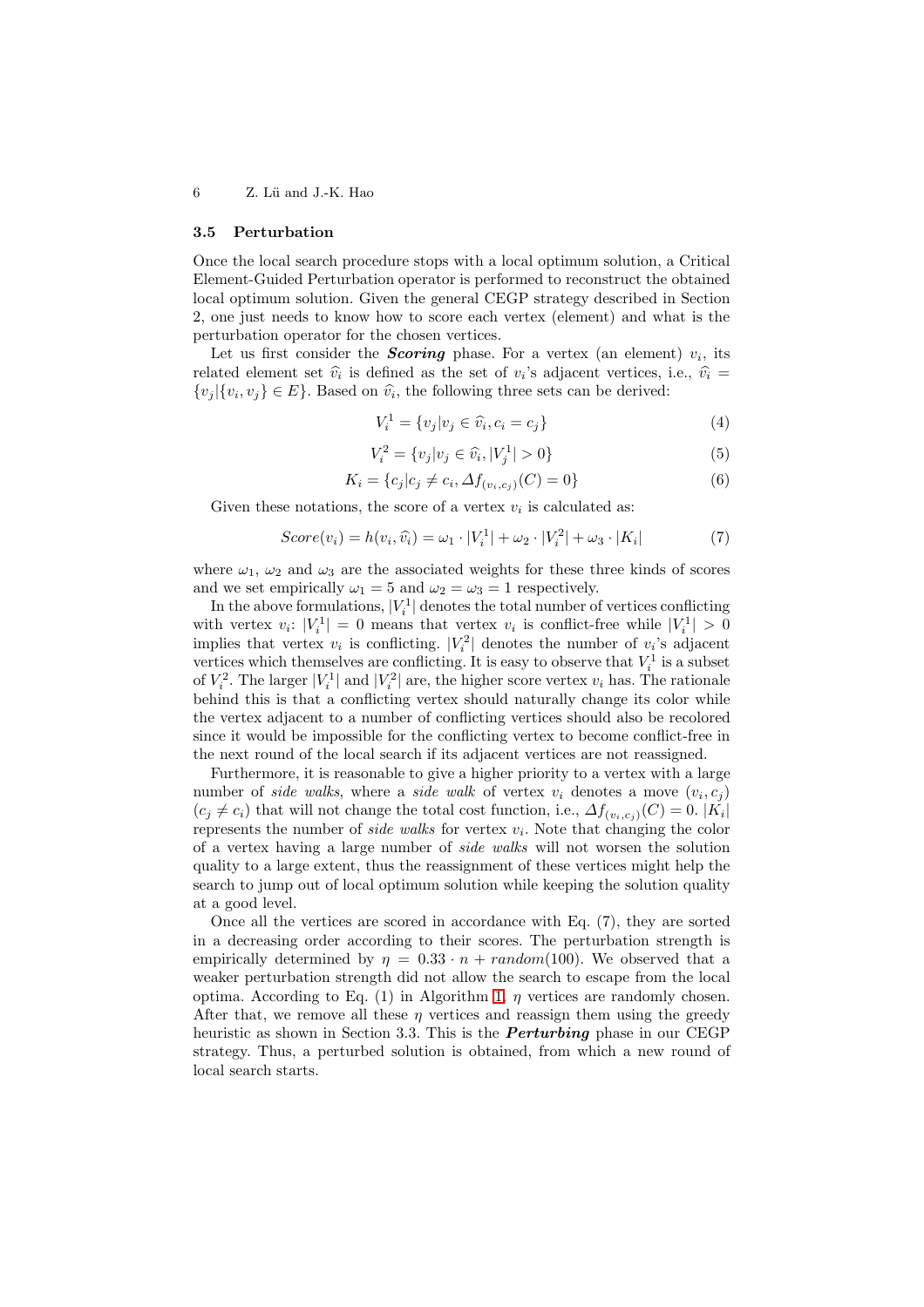### 3.5 Perturbation

Once the local search procedure stops with a local optimum solution, a Critical Element-Guided Perturbation operator is performed to reconstruct the obtained local optimum solution. Given the general CEGP strategy described in Section 2, one just needs to know how to score each vertex (element) and what is the perturbation operator for the chosen vertices.

Let us first consider the ***Scoring*** phase. For a vertex (an element) $v_i$, its related element set $\widehat{v_i}$ is defined as the set of $v_i$'s adjacent vertices, i.e., $\widehat{v_i} = \{v_j | \{v_i, v_j\} \in E\}$. Based on $\widehat{v_i}$, the following three sets can be derived:

$$V_i^1 = \{v_j | v_j \in \widehat{v_i}, c_i = c_j\} \tag{4}$$

$$V_i^2 = \{v_j | v_j \in \widehat{v_i}, |V_j^1| > 0\} \tag{5}$$

$$K_i = \{c_j | c_j \neq c_i, \Delta f_{(v_i, c_j)}(C) = 0\} \tag{6}$$

Given these notations, the score of a vertex $v_i$ is calculated as:

$$Score(v_i) = h(v_i, \widehat{v_i}) = \omega_1 \cdot |V_i^1| + \omega_2 \cdot |V_i^2| + \omega_3 \cdot |K_i| \tag{7}$$

where $\omega_1$, $\omega_2$ and $\omega_3$ are the associated weights for these three kinds of scores and we set empirically $\omega_1 = 5$ and $\omega_2 = \omega_3 = 1$ respectively.

In the above formulations, $|V_i^1|$ denotes the total number of vertices conflicting with vertex $v_i$: $|V_i^1| = 0$ means that vertex $v_i$ is conflict-free while $|V_i^1| > 0$ implies that vertex $v_i$ is conflicting. $|V_i^2|$ denotes the number of $v_i$'s adjacent vertices which themselves are conflicting. It is easy to observe that $V_i^1$ is a subset of $V_i^2$. The larger $|V_i^1|$ and $|V_i^2|$ are, the higher score vertex $v_i$ has. The rationale behind this is that a conflicting vertex should naturally change its color while the vertex adjacent to a number of conflicting vertices should also be recolored since it would be impossible for the conflicting vertex to become conflict-free in the next round of the local search if its adjacent vertices are not reassigned.

Furthermore, it is reasonable to give a higher priority to a vertex with a large number of *side walks*, where a *side walk* of vertex $v_i$ denotes a move $(v_i, c_j)$ $(c_j \neq c_i)$ that will not change the total cost function, i.e., $\Delta f_{(v_i, c_j)}(C) = 0$. $|K_i|$ represents the number of *side walks* for vertex $v_i$. Note that changing the color of a vertex having a large number of *side walks* will not worsen the solution quality to a large extent, thus the reassignment of these vertices might help the search to jump out of local optimum solution while keeping the solution quality at a good level.

Once all the vertices are scored in accordance with Eq. (7), they are sorted in a decreasing order according to their scores. The perturbation strength is empirically determined by $\eta = 0.33 \cdot n + random(100)$. We observed that a weaker perturbation strength did not allow the search to escape from the local optima. According to Eq. (1) in Algorithm 1, $\eta$ vertices are randomly chosen. After that, we remove all these $\eta$ vertices and reassign them using the greedy heuristic as shown in Section 3.3. This is the ***Perturbing*** phase in our CEGP strategy. Thus, a perturbed solution is obtained, from which a new round of local search starts.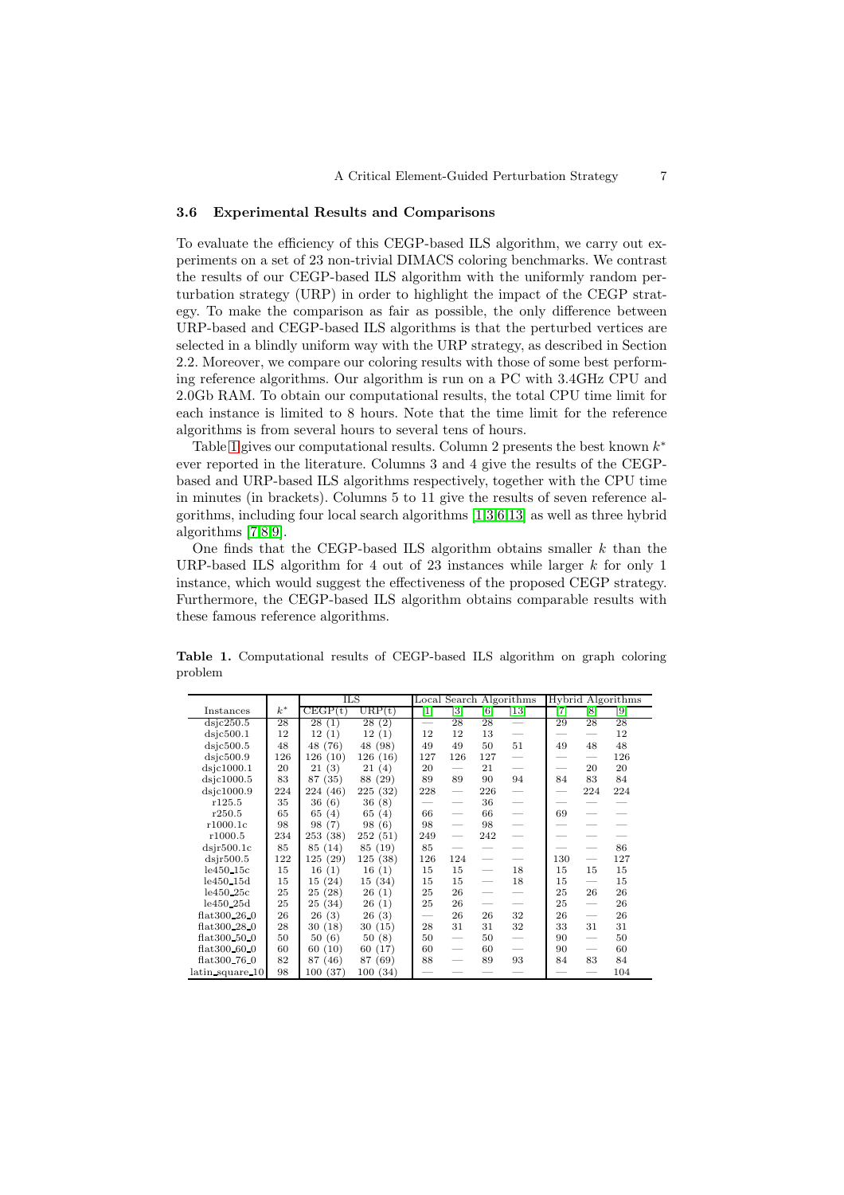### 3.6 Experimental Results and Comparisons

To evaluate the efficiency of this CEGP-based ILS algorithm, we carry out experiments on a set of 23 non-trivial DIMACS coloring benchmarks. We contrast the results of our CEGP-based ILS algorithm with the uniformly random perturbation strategy (URP) in order to highlight the impact of the CEGP strategy. To make the comparison as fair as possible, the only difference between URP-based and CEGP-based ILS algorithms is that the perturbed vertices are selected in a blindly uniform way with the URP strategy, as described in Section 2.2. Moreover, we compare our coloring results with those of some best performing reference algorithms. Our algorithm is run on a PC with 3.4GHz CPU and 2.0Gb RAM. To obtain our computational results, the total CPU time limit for each instance is limited to 8 hours. Note that the time limit for the reference algorithms is from several hours to several tens of hours.

Table 1 gives our computational results. Column 2 presents the best known $k^*$ ever reported in the literature. Columns 3 and 4 give the results of the CEGP-based and URP-based ILS algorithms respectively, together with the CPU time in minutes (in brackets). Columns 5 to 11 give the results of seven reference algorithms, including four local search algorithms [1,3,6,13] as well as three hybrid algorithms [7,8,9].

One finds that the CEGP-based ILS algorithm obtains smaller $k$ than the URP-based ILS algorithm for 4 out of 23 instances while larger $k$ for only 1 instance, which would suggest the effectiveness of the proposed CEGP strategy. Furthermore, the CEGP-based ILS algorithm obtains comparable results with these famous reference algorithms.

**Table 1.** Computational results of CEGP-based ILS algorithm on graph coloring problem

| | | ILS | | Local Search Algorithms | | | | Hybrid Algorithms | | |
|---|---|---|---|---|---|---|---|---|---|---|
| Instances | $k^*$ | CEGP(t) | URP(t) | [1] | [3] | [6] | [13] | [7] | [8] | [9] |
| dsjc250.5 | 28 | 28 (1) | 28 (2) | — | 28 | 28 | — | 29 | 28 | 28 |
| dsjc500.1 | 12 | 12 (1) | 12 (1) | 12 | 12 | 13 | — | — | — | 12 |
| dsjc500.5 | 48 | 48 (76) | 48 (98) | 49 | 49 | 50 | 51 | 49 | 48 | 48 |
| dsjc500.9 | 126 | 126 (10) | 126 (16) | 127 | 126 | 127 | — | — | — | 126 |
| dsjc1000.1 | 20 | 21 (3) | 21 (4) | 20 | — | 21 | — | — | 20 | 20 |
| dsjc1000.5 | 83 | 87 (35) | 88 (29) | 89 | 89 | 90 | 94 | 84 | 83 | 84 |
| dsjc1000.9 | 224 | 224 (46) | 225 (32) | 228 | — | 226 | — | — | 224 | 224 |
| r125.5 | 35 | 36 (6) | 36 (8) | — | — | 36 | — | — | — | — |
| r250.5 | 65 | 65 (4) | 65 (4) | 66 | — | 66 | — | 69 | — | — |
| r1000.1c | 98 | 98 (7) | 98 (6) | 98 | — | 98 | — | — | — | — |
| r1000.5 | 234 | 253 (38) | 252 (51) | 249 | — | 242 | — | — | — | — |
| dsjr500.1c | 85 | 85 (14) | 85 (19) | 85 | — | — | — | — | — | 86 |
| dsjr500.5 | 122 | 125 (29) | 125 (38) | 126 | 124 | — | — | 130 | — | 127 |
| le450_15c | 15 | 16 (1) | 16 (1) | 15 | 15 | — | 18 | 15 | 15 | 15 |
| le450_15d | 15 | 15 (24) | 15 (34) | 15 | 15 | — | 18 | 15 | — | 15 |
| le450_25c | 25 | 25 (28) | 26 (1) | 25 | 26 | — | — | 25 | 26 | 26 |
| le450_25d | 25 | 25 (34) | 26 (1) | 25 | 26 | — | — | 25 | — | 26 |
| flat300_26_0 | 26 | 26 (3) | 26 (3) | — | 26 | 26 | 32 | 26 | — | 26 |
| flat300_28_0 | 28 | 30 (18) | 30 (15) | 28 | 31 | 31 | 32 | 33 | 31 | 31 |
| flat300_50_0 | 50 | 50 (6) | 50 (8) | 50 | — | 50 | — | 90 | — | 50 |
| flat300_60_0 | 60 | 60 (10) | 60 (17) | 60 | — | 60 | — | 90 | — | 60 |
| flat300_76_0 | 82 | 87 (46) | 87 (69) | 88 | — | 89 | 93 | 84 | 83 | 84 |
| latin_square_10 | 98 | 100 (37) | 100 (34) | — | — | — | — | — | — | 104 |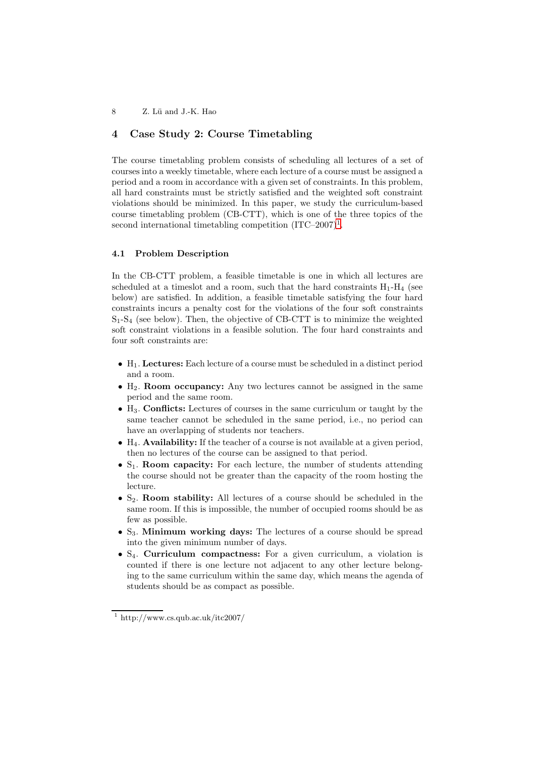## 4 Case Study 2: Course Timetabling

The course timetabling problem consists of scheduling all lectures of a set of courses into a weekly timetable, where each lecture of a course must be assigned a period and a room in accordance with a given set of constraints. In this problem, all hard constraints must be strictly satisfied and the weighted soft constraint violations should be minimized. In this paper, we study the curriculum-based course timetabling problem (CB-CTT), which is one of the three topics of the second international timetabling competition (ITC–2007)[1].

### 4.1 Problem Description

In the CB-CTT problem, a feasible timetable is one in which all lectures are scheduled at a timeslot and a room, such that the hard constraints $H_1$-$H_4$ (see below) are satisfied. In addition, a feasible timetable satisfying the four hard constraints incurs a penalty cost for the violations of the four soft constraints $S_1$-$S_4$ (see below). Then, the objective of CB-CTT is to minimize the weighted soft constraint violations in a feasible solution. The four hard constraints and four soft constraints are:

- $H_1$. **Lectures:** Each lecture of a course must be scheduled in a distinct period and a room.
- $H_2$. **Room occupancy:** Any two lectures cannot be assigned in the same period and the same room.
- $H_3$. **Conflicts:** Lectures of courses in the same curriculum or taught by the same teacher cannot be scheduled in the same period, i.e., no period can have an overlapping of students nor teachers.
- $H_4$. **Availability:** If the teacher of a course is not available at a given period, then no lectures of the course can be assigned to that period.
- $S_1$. **Room capacity:** For each lecture, the number of students attending the course should not be greater than the capacity of the room hosting the lecture.
- $S_2$. **Room stability:** All lectures of a course should be scheduled in the same room. If this is impossible, the number of occupied rooms should be as few as possible.
- $S_3$. **Minimum working days:** The lectures of a course should be spread into the given minimum number of days.
- $S_4$. **Curriculum compactness:** For a given curriculum, a violation is counted if there is one lecture not adjacent to any other lecture belonging to the same curriculum within the same day, which means the agenda of students should be as compact as possible.

[1] http://www.cs.qub.ac.uk/itc2007/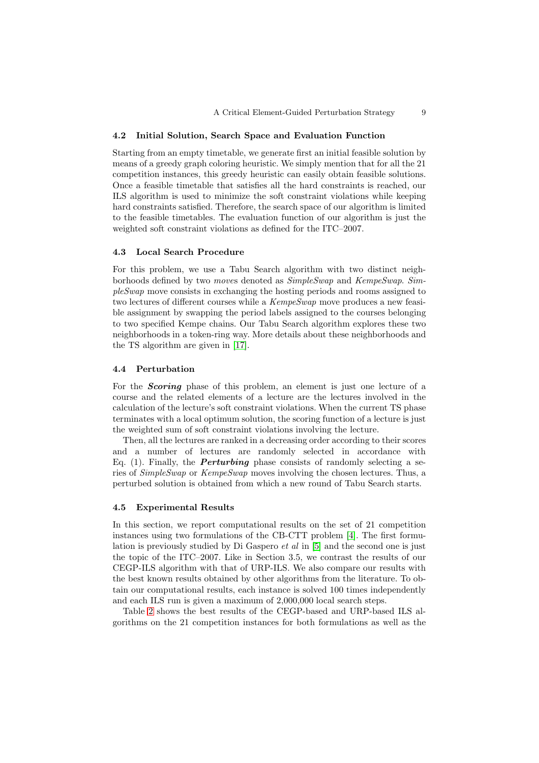### 4.2 Initial Solution, Search Space and Evaluation Function

Starting from an empty timetable, we generate first an initial feasible solution by means of a greedy graph coloring heuristic. We simply mention that for all the 21 competition instances, this greedy heuristic can easily obtain feasible solutions. Once a feasible timetable that satisfies all the hard constraints is reached, our ILS algorithm is used to minimize the soft constraint violations while keeping hard constraints satisfied. Therefore, the search space of our algorithm is limited to the feasible timetables. The evaluation function of our algorithm is just the weighted soft constraint violations as defined for the ITC–2007.

### 4.3 Local Search Procedure

For this problem, we use a Tabu Search algorithm with two distinct neighborhoods defined by two *move*s denoted as *SimpleSwap* and *KempeSwap*. *SimpleSwap* move consists in exchanging the hosting periods and rooms assigned to two lectures of different courses while a *KempeSwap* move produces a new feasible assignment by swapping the period labels assigned to the courses belonging to two specified Kempe chains. Our Tabu Search algorithm explores these two neighborhoods in a token-ring way. More details about these neighborhoods and the TS algorithm are given in [17].

### 4.4 Perturbation

For the ***Scoring*** phase of this problem, an element is just one lecture of a course and the related elements of a lecture are the lectures involved in the calculation of the lecture's soft constraint violations. When the current TS phase terminates with a local optimum solution, the scoring function of a lecture is just the weighted sum of soft constraint violations involving the lecture.

Then, all the lectures are ranked in a decreasing order according to their scores and a number of lectures are randomly selected in accordance with Eq. (1). Finally, the ***Perturbing*** phase consists of randomly selecting a series of *SimpleSwap* or *KempeSwap* moves involving the chosen lectures. Thus, a perturbed solution is obtained from which a new round of Tabu Search starts.

### 4.5 Experimental Results

In this section, we report computational results on the set of 21 competition instances using two formulations of the CB-CTT problem [4]. The first formulation is previously studied by Di Gaspero *et al* in [5] and the second one is just the topic of the ITC–2007. Like in Section 3.5, we contrast the results of our CEGP-ILS algorithm with that of URP-ILS. We also compare our results with the best known results obtained by other algorithms from the literature. To obtain our computational results, each instance is solved 100 times independently and each ILS run is given a maximum of 2,000,000 local search steps.

Table 2 shows the best results of the CEGP-based and URP-based ILS algorithms on the 21 competition instances for both formulations as well as the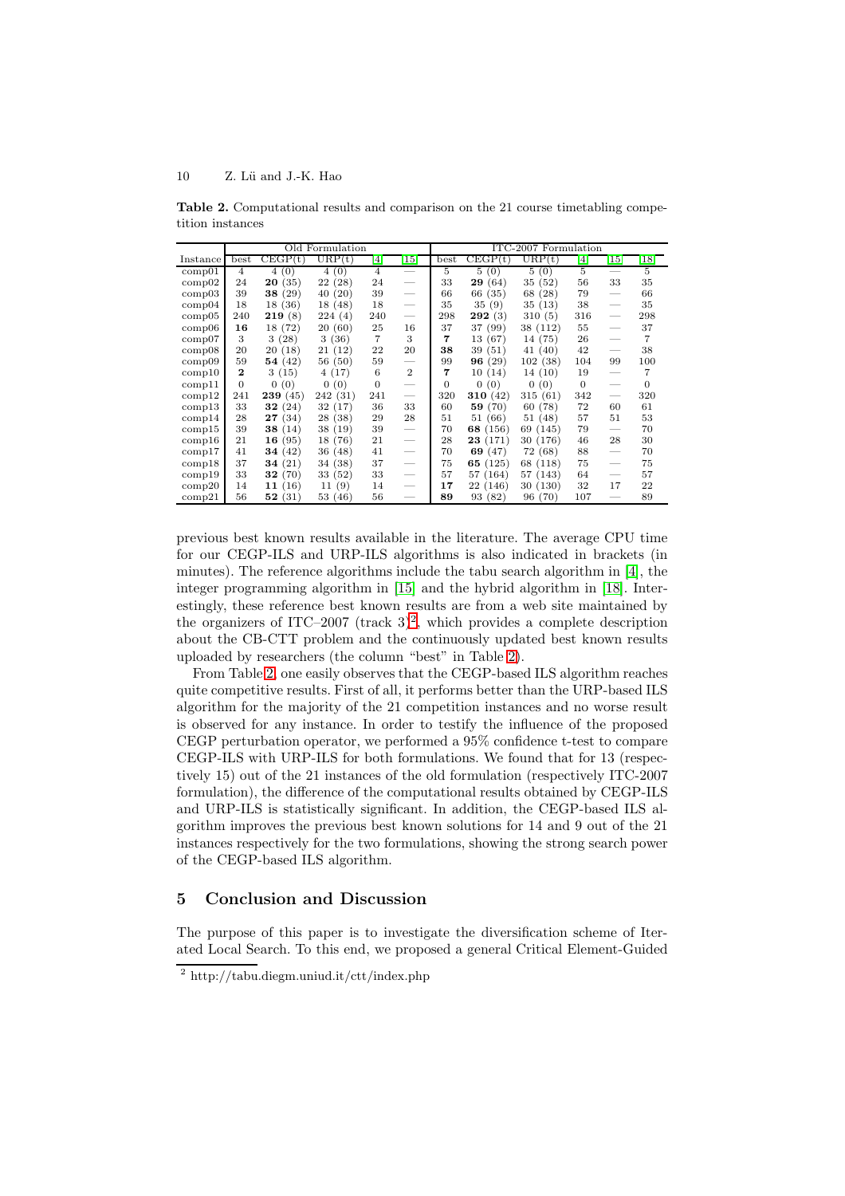**Table 2.** Computational results and comparison on the 21 course timetabling competition instances

| | Old Formulation | | | | | ITC-2007 Formulation | | | | | |
|---|---|---|---|---|---|---|---|---|---|---|---|
| Instance | best | CEGP(t) | URP(t) | [4] | [15] | best | CEGP(t) | URP(t) | [4] | [15] | [18] |
| comp01 | 4 | 4 (0) | 4 (0) | 4 | — | 5 | 5 (0) | 5 (0) | 5 | — | 5 |
| comp02 | 24 | **20** (35) | 22 (28) | 24 | — | 33 | **29** (64) | 35 (52) | 56 | 33 | 35 |
| comp03 | 39 | **38** (29) | 40 (20) | 39 | — | 66 | 66 (35) | 68 (28) | 79 | — | 66 |
| comp04 | 18 | 18 (36) | 18 (48) | 18 | — | 35 | 35 (9) | 35 (13) | 38 | — | 35 |
| comp05 | 240 | **219** (8) | 224 (4) | 240 | — | 298 | **292** (3) | 310 (5) | 316 | — | 298 |
| comp06 | **16** | 18 (72) | 20 (60) | 25 | 16 | 37 | 37 (99) | 38 (112) | 55 | — | 37 |
| comp07 | 3 | 3 (28) | 3 (36) | 7 | 3 | **7** | 13 (67) | 14 (75) | 26 | — | 7 |
| comp08 | 20 | 20 (18) | 21 (12) | 22 | 20 | **38** | 39 (51) | 41 (40) | 42 | — | 38 |
| comp09 | 59 | **54** (42) | 56 (50) | 59 | — | 99 | **96** (29) | 102 (38) | 104 | 99 | 100 |
| comp10 | **2** | 3 (15) | 4 (17) | 6 | 2 | **7** | 10 (14) | 14 (10) | 19 | — | 7 |
| comp11 | 0 | 0 (0) | 0 (0) | 0 | — | 0 | 0 (0) | 0 (0) | 0 | — | 0 |
| comp12 | 241 | **239** (45) | 242 (31) | 241 | — | 320 | **310** (42) | 315 (61) | 342 | — | 320 |
| comp13 | 33 | **32** (24) | 32 (17) | 36 | 33 | 60 | **59** (70) | 60 (78) | 72 | 60 | 61 |
| comp14 | 28 | **27** (34) | 28 (38) | 29 | 28 | 51 | 51 (66) | 51 (48) | 57 | 51 | 53 |
| comp15 | 39 | **38** (14) | 38 (19) | 39 | — | 70 | **68** (156) | 69 (145) | 79 | — | 70 |
| comp16 | 21 | **16** (95) | 18 (76) | 21 | — | 28 | **23** (171) | 30 (176) | 46 | 28 | 30 |
| comp17 | 41 | **34** (42) | 36 (48) | 41 | — | 70 | **69** (47) | 72 (68) | 88 | — | 70 |
| comp18 | 37 | **34** (21) | 34 (38) | 37 | — | 75 | **65** (125) | 68 (118) | 75 | — | 75 |
| comp19 | 33 | **32** (70) | 33 (52) | 33 | — | 57 | 57 (164) | 57 (143) | 64 | — | 57 |
| comp20 | 14 | **11** (16) | 11 (9) | 14 | — | **17** | 22 (146) | 30 (130) | 32 | 17 | 22 |
| comp21 | 56 | **52** (31) | 53 (46) | 56 | — | **89** | 93 (82) | 96 (70) | 107 | — | 89 |

previous best known results available in the literature. The average CPU time for our CEGP-ILS and URP-ILS algorithms is also indicated in brackets (in minutes). The reference algorithms include the tabu search algorithm in [4], the integer programming algorithm in [15] and the hybrid algorithm in [18]. Interestingly, these reference best known results are from a web site maintained by the organizers of ITC–2007 (track 3)[2], which provides a complete description about the CB-CTT problem and the continuously updated best known results uploaded by researchers (the column "best" in Table 2).

From Table 2, one easily observes that the CEGP-based ILS algorithm reaches quite competitive results. First of all, it performs better than the URP-based ILS algorithm for the majority of the 21 competition instances and no worse result is observed for any instance. In order to testify the influence of the proposed CEGP perturbation operator, we performed a 95% confidence t-test to compare CEGP-ILS with URP-ILS for both formulations. We found that for 13 (respectively 15) out of the 21 instances of the old formulation (respectively ITC-2007 formulation), the difference of the computational results obtained by CEGP-ILS and URP-ILS is statistically significant. In addition, the CEGP-based ILS algorithm improves the previous best known solutions for 14 and 9 out of the 21 instances respectively for the two formulations, showing the strong search power of the CEGP-based ILS algorithm.

## 5 Conclusion and Discussion

The purpose of this paper is to investigate the diversification scheme of Iterated Local Search. To this end, we proposed a general Critical Element-Guided

[2] http://tabu.diegm.uniud.it/ctt/index.php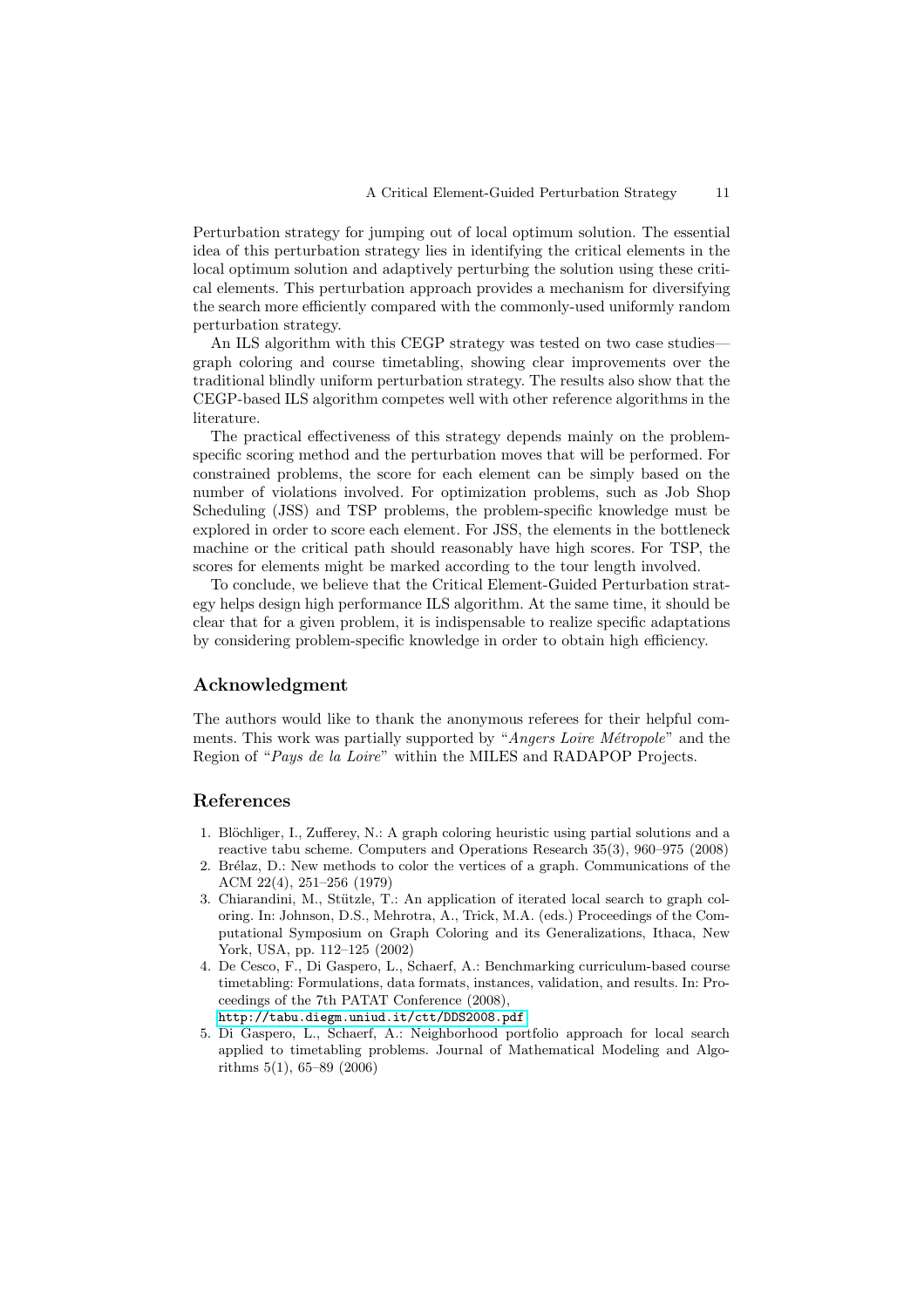Perturbation strategy for jumping out of local optimum solution. The essential idea of this perturbation strategy lies in identifying the critical elements in the local optimum solution and adaptively perturbing the solution using these critical elements. This perturbation approach provides a mechanism for diversifying the search more efficiently compared with the commonly-used uniformly random perturbation strategy.

An ILS algorithm with this CEGP strategy was tested on two case studies—graph coloring and course timetabling, showing clear improvements over the traditional blindly uniform perturbation strategy. The results also show that the CEGP-based ILS algorithm competes well with other reference algorithms in the literature.

The practical effectiveness of this strategy depends mainly on the problem-specific scoring method and the perturbation moves that will be performed. For constrained problems, the score for each element can be simply based on the number of violations involved. For optimization problems, such as Job Shop Scheduling (JSS) and TSP problems, the problem-specific knowledge must be explored in order to score each element. For JSS, the elements in the bottleneck machine or the critical path should reasonably have high scores. For TSP, the scores for elements might be marked according to the tour length involved.

To conclude, we believe that the Critical Element-Guided Perturbation strategy helps design high performance ILS algorithm. At the same time, it should be clear that for a given problem, it is indispensable to realize specific adaptations by considering problem-specific knowledge in order to obtain high efficiency.

## Acknowledgment

The authors would like to thank the anonymous referees for their helpful comments. This work was partially supported by "*Angers Loire Métropole*" and the Region of "*Pays de la Loire*" within the MILES and RADAPOP Projects.

## References

1. Blöchliger, I., Zufferey, N.: A graph coloring heuristic using partial solutions and a reactive tabu scheme. Computers and Operations Research 35(3), 960–975 (2008)
2. Brélaz, D.: New methods to color the vertices of a graph. Communications of the ACM 22(4), 251–256 (1979)
3. Chiarandini, M., Stützle, T.: An application of iterated local search to graph coloring. In: Johnson, D.S., Mehrotra, A., Trick, M.A. (eds.) Proceedings of the Computational Symposium on Graph Coloring and its Generalizations, Ithaca, New York, USA, pp. 112–125 (2002)
4. De Cesco, F., Di Gaspero, L., Schaerf, A.: Benchmarking curriculum-based course timetabling: Formulations, data formats, instances, validation, and results. In: Proceedings of the 7th PATAT Conference (2008), http://tabu.diegm.uniud.it/ctt/DDS2008.pdf
5. Di Gaspero, L., Schaerf, A.: Neighborhood portfolio approach for local search applied to timetabling problems. Journal of Mathematical Modeling and Algorithms 5(1), 65–89 (2006)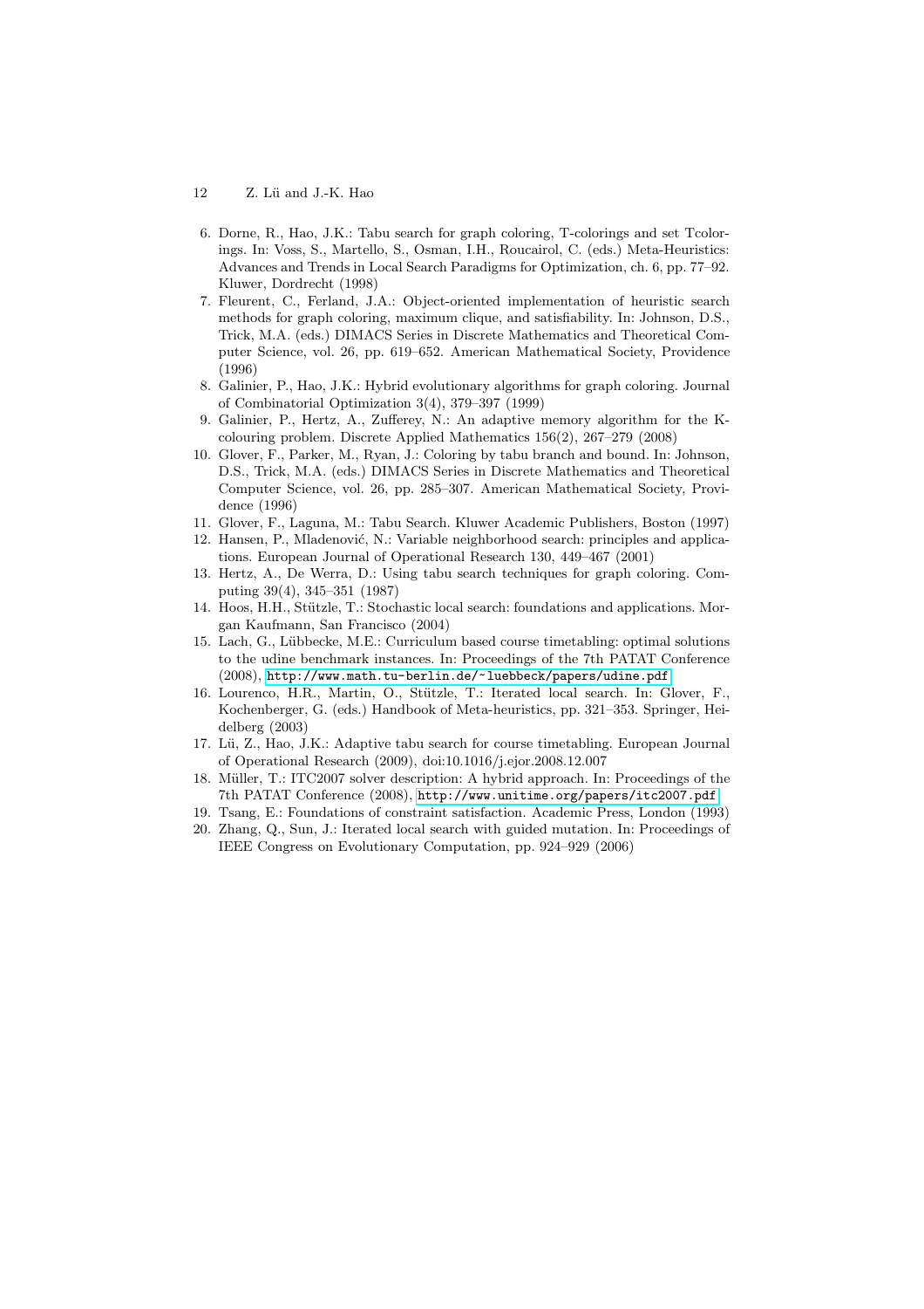6. Dorne, R., Hao, J.K.: Tabu search for graph coloring, T-colorings and set Tcolorings. In: Voss, S., Martello, S., Osman, I.H., Roucairol, C. (eds.) Meta-Heuristics: Advances and Trends in Local Search Paradigms for Optimization, ch. 6, pp. 77–92. Kluwer, Dordrecht (1998)
7. Fleurent, C., Ferland, J.A.: Object-oriented implementation of heuristic search methods for graph coloring, maximum clique, and satisfiability. In: Johnson, D.S., Trick, M.A. (eds.) DIMACS Series in Discrete Mathematics and Theoretical Computer Science, vol. 26, pp. 619–652. American Mathematical Society, Providence (1996)
8. Galinier, P., Hao, J.K.: Hybrid evolutionary algorithms for graph coloring. Journal of Combinatorial Optimization 3(4), 379–397 (1999)
9. Galinier, P., Hertz, A., Zufferey, N.: An adaptive memory algorithm for the K-colouring problem. Discrete Applied Mathematics 156(2), 267–279 (2008)
10. Glover, F., Parker, M., Ryan, J.: Coloring by tabu branch and bound. In: Johnson, D.S., Trick, M.A. (eds.) DIMACS Series in Discrete Mathematics and Theoretical Computer Science, vol. 26, pp. 285–307. American Mathematical Society, Providence (1996)
11. Glover, F., Laguna, M.: Tabu Search. Kluwer Academic Publishers, Boston (1997)
12. Hansen, P., Mladenović, N.: Variable neighborhood search: principles and applications. European Journal of Operational Research 130, 449–467 (2001)
13. Hertz, A., De Werra, D.: Using tabu search techniques for graph coloring. Computing 39(4), 345–351 (1987)
14. Hoos, H.H., Stützle, T.: Stochastic local search: foundations and applications. Morgan Kaufmann, San Francisco (2004)
15. Lach, G., Lübbecke, M.E.: Curriculum based course timetabling: optimal solutions to the udine benchmark instances. In: Proceedings of the 7th PATAT Conference (2008), http://www.math.tu-berlin.de/~luebbeck/papers/udine.pdf
16. Lourenco, H.R., Martin, O., Stützle, T.: Iterated local search. In: Glover, F., Kochenberger, G. (eds.) Handbook of Meta-heuristics, pp. 321–353. Springer, Heidelberg (2003)
17. Lü, Z., Hao, J.K.: Adaptive tabu search for course timetabling. European Journal of Operational Research (2009), doi:10.1016/j.ejor.2008.12.007
18. Müller, T.: ITC2007 solver description: A hybrid approach. In: Proceedings of the 7th PATAT Conference (2008), http://www.unitime.org/papers/itc2007.pdf
19. Tsang, E.: Foundations of constraint satisfaction. Academic Press, London (1993)
20. Zhang, Q., Sun, J.: Iterated local search with guided mutation. In: Proceedings of IEEE Congress on Evolutionary Computation, pp. 924–929 (2006)